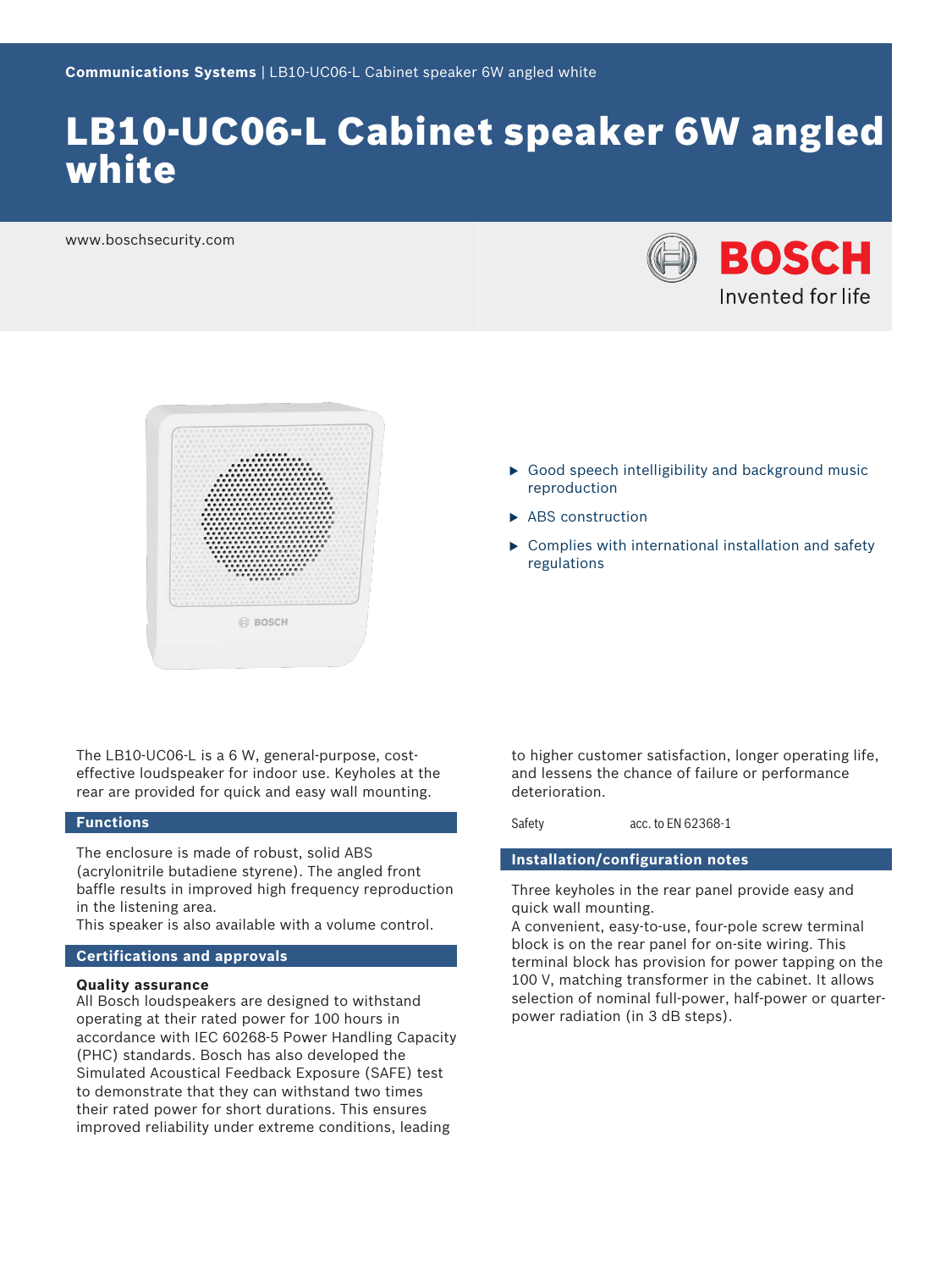Communications Systems | LB10-UC06-L Cabinet speaker 6W angled white

# LB10-UC06-L Cabinet speaker 6W angled white

www.boschsecurity.com

- Good speech intelligibility and background music reproduction
- ABS construction
- Complies with international installation and safety regulations

The LB10-UC06-L is a 6 W, general-purpose, cost-effective loudspeaker for indoor use. Keyholes at the rear are provided for quick and easy wall mounting.

## Functions

The enclosure is made of robust, solid ABS (acrylonitrile butadiene styrene). The angled front baffle results in improved high frequency reproduction in the listening area.
This speaker is also available with a volume control.

## Certifications and approvals

**Quality assurance**
All Bosch loudspeakers are designed to withstand operating at their rated power for 100 hours in accordance with IEC 60268-5 Power Handling Capacity (PHC) standards. Bosch has also developed the Simulated Acoustical Feedback Exposure (SAFE) test to demonstrate that they can withstand two times their rated power for short durations. This ensures improved reliability under extreme conditions, leading to higher customer satisfaction, longer operating life, and lessens the chance of failure or performance deterioration.

| Safety | acc. to EN 62368-1 |
| --- | --- |

## Installation/configuration notes

Three keyholes in the rear panel provide easy and quick wall mounting.
A convenient, easy-to-use, four-pole screw terminal block is on the rear panel for on-site wiring. This terminal block has provision for power tapping on the 100 V, matching transformer in the cabinet. It allows selection of nominal full-power, half-power or quarter-power radiation (in 3 dB steps).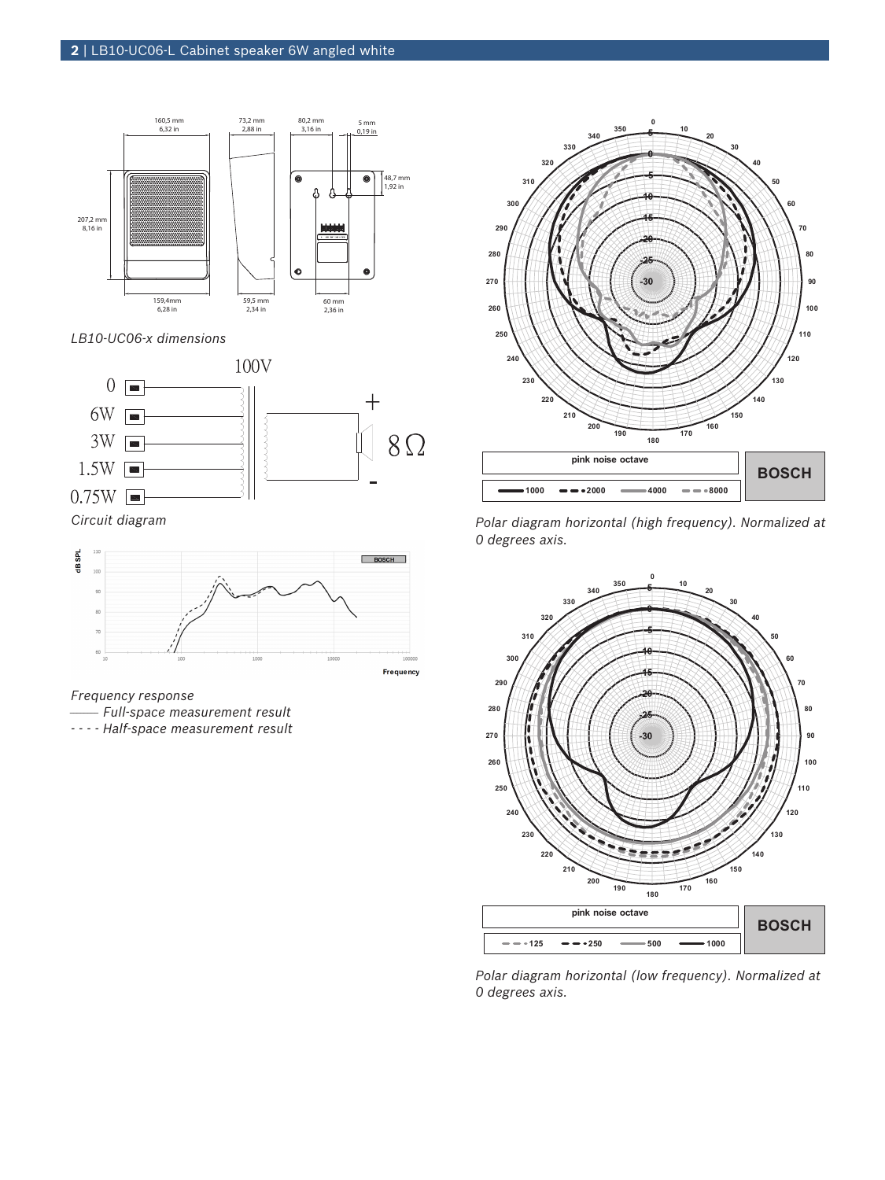LB10-UC06-x dimensions

Circuit diagram

Frequency response

—— Full-space measurement result

- - - - Half-space measurement result

Polar diagram horizontal (high frequency). Normalized at 0 degrees axis.

Polar diagram horizontal (low frequency). Normalized at 0 degrees axis.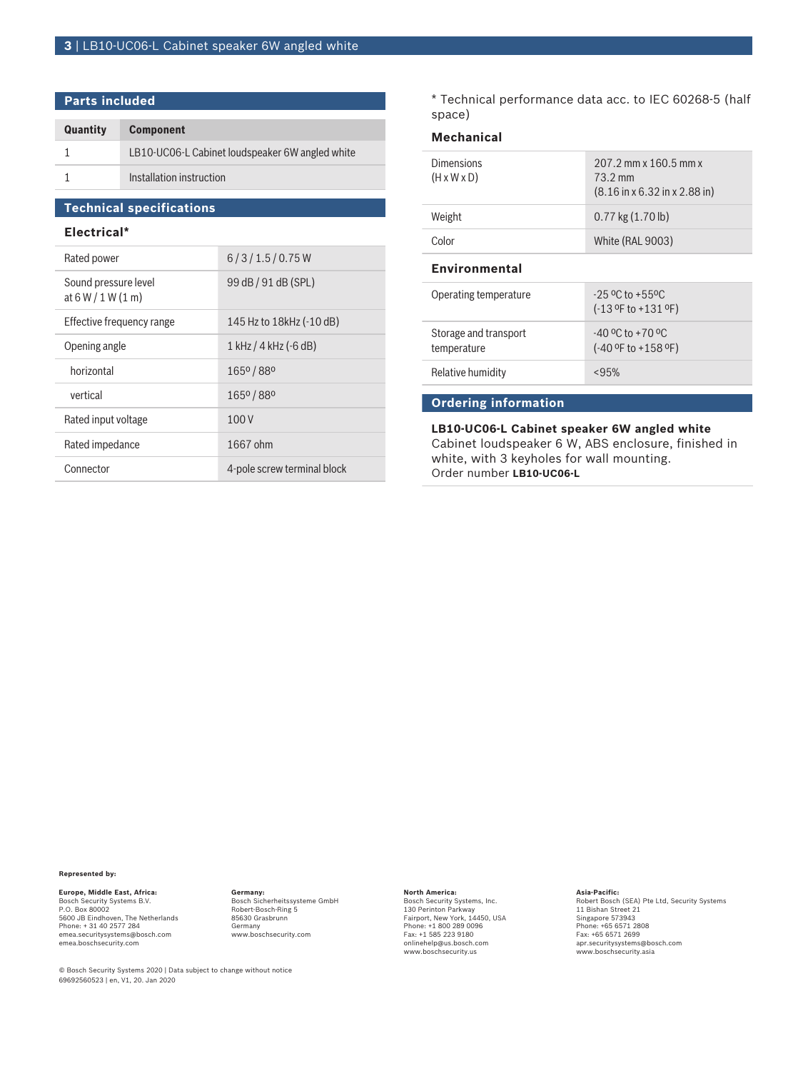## Parts included

| Quantity | Component |
| --- | --- |
| 1 | LB10-UC06-L Cabinet loudspeaker 6W angled white |
| 1 | Installation instruction |

## Technical specifications

### Electrical*

| | |
| --- | --- |
| Rated power | 6 / 3 / 1.5 / 0.75 W |
| Sound pressure level at 6 W / 1 W (1 m) | 99 dB / 91 dB (SPL) |
| Effective frequency range | 145 Hz to 18kHz (-10 dB) |
| Opening angle | 1 kHz / 4 kHz (-6 dB) |
| horizontal | 165º / 88º |
| vertical | 165º / 88º |
| Rated input voltage | 100 V |
| Rated impedance | 1667 ohm |
| Connector | 4-pole screw terminal block |

* Technical performance data acc. to IEC 60268-5 (half space)

### Mechanical

| | |
| --- | --- |
| Dimensions (H x W x D) | 207.2 mm x 160.5 mm x 73.2 mm (8.16 in x 6.32 in x 2.88 in) |
| Weight | 0.77 kg (1.70 lb) |
| Color | White (RAL 9003) |

### Environmental

| | |
| --- | --- |
| Operating temperature | -25 ºC to +55ºC (-13 ºF to +131 ºF) |
| Storage and transport temperature | -40 ºC to +70 ºC (-40 ºF to +158 ºF) |
| Relative humidity | <95% |

## Ordering information

**LB10-UC06-L Cabinet speaker 6W angled white**
Cabinet loudspeaker 6 W, ABS enclosure, finished in white, with 3 keyholes for wall mounting.
Order number **LB10-UC06-L**

**Represented by:**

**Europe, Middle East, Africa:**
Bosch Security Systems B.V.
P.O. Box 80002
5600 JB Eindhoven, The Netherlands
Phone: + 31 40 2577 284
emea.securitysystems@bosch.com
emea.boschsecurity.com

**Germany:**
Bosch Sicherheitssysteme GmbH
Robert-Bosch-Ring 5
85630 Grasbrunn
Germany
www.boschsecurity.com

**North America:**
Bosch Security Systems, Inc.
130 Perinton Parkway
Fairport, New York, 14450, USA
Phone: +1 800 289 0096
Fax: +1 585 223 9180
onlinehelp@us.bosch.com
www.boschsecurity.us

**Asia-Pacific:**
Robert Bosch (SEA) Pte Ltd, Security Systems
11 Bishan Street 21
Singapore 573943
Phone: +65 6571 2808
Fax: +65 6571 2699
apr.securitysystems@bosch.com
www.boschsecurity.asia

© Bosch Security Systems 2020 | Data subject to change without notice
69692560523 | en, V1, 20. Jan 2020